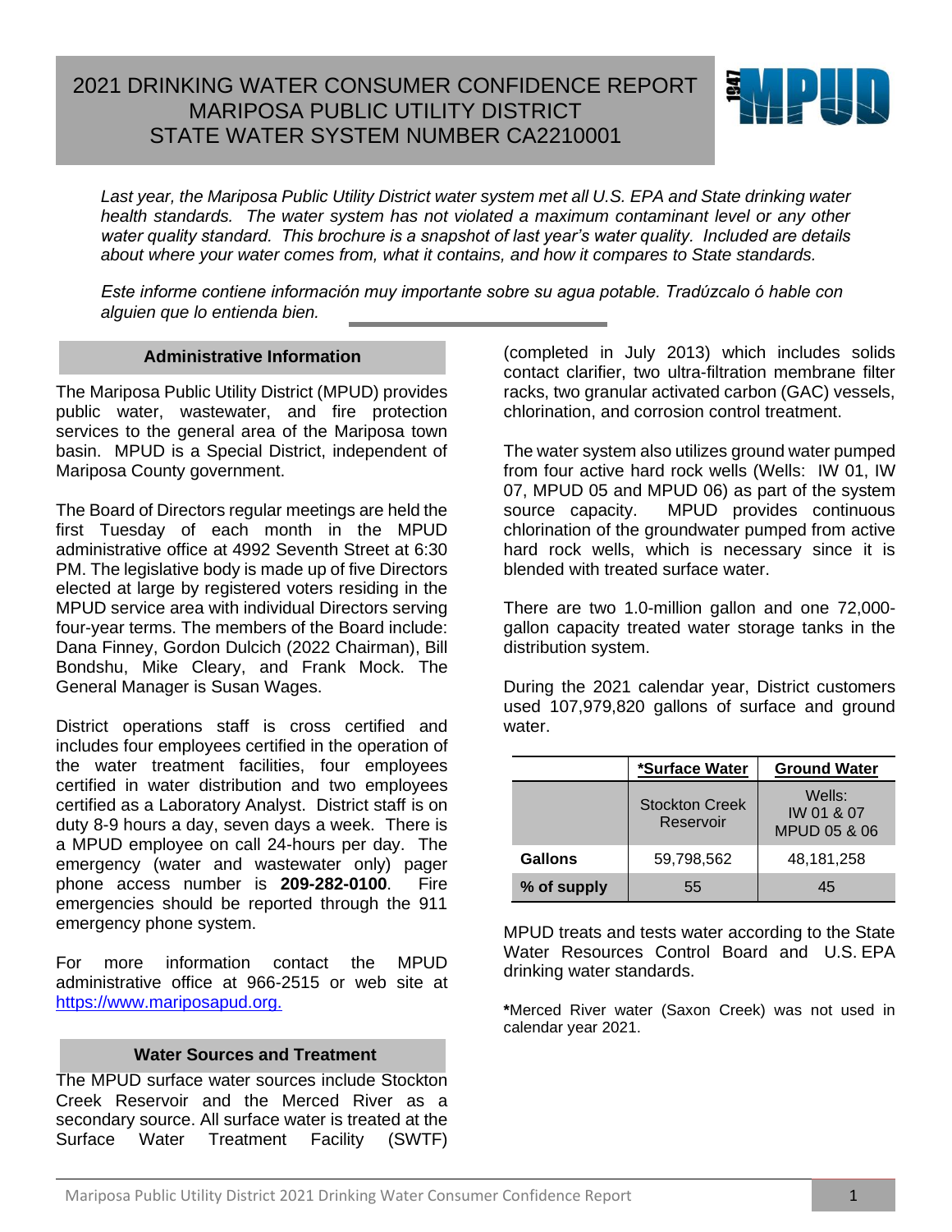# 2021 DRINKING WATER CONSUMER CONFIDENCE REPORT
# MARIPOSA PUBLIC UTILITY DISTRICT
# STATE WATER SYSTEM NUMBER CA2210001

*Last year, the Mariposa Public Utility District water system met all U.S. EPA and State drinking water health standards. The water system has not violated a maximum contaminant level or any other water quality standard. This brochure is a snapshot of last year's water quality. Included are details about where your water comes from, what it contains, and how it compares to State standards.*

*Este informe contiene información muy importante sobre su agua potable. Tradúzcalo ó hable con alguien que lo entienda bien.*

## Administrative Information

The Mariposa Public Utility District (MPUD) provides public water, wastewater, and fire protection services to the general area of the Mariposa town basin. MPUD is a Special District, independent of Mariposa County government.

The Board of Directors regular meetings are held the first Tuesday of each month in the MPUD administrative office at 4992 Seventh Street at 6:30 PM. The legislative body is made up of five Directors elected at large by registered voters residing in the MPUD service area with individual Directors serving four-year terms. The members of the Board include: Dana Finney, Gordon Dulcich (2022 Chairman), Bill Bondshu, Mike Cleary, and Frank Mock. The General Manager is Susan Wages.

District operations staff is cross certified and includes four employees certified in the operation of the water treatment facilities, four employees certified in water distribution and two employees certified as a Laboratory Analyst. District staff is on duty 8-9 hours a day, seven days a week. There is a MPUD employee on call 24-hours per day. The emergency (water and wastewater only) pager phone access number is **209-282-0100**. Fire emergencies should be reported through the 911 emergency phone system.

For more information contact the MPUD administrative office at 966-2515 or web site at https://www.mariposapud.org.

## Water Sources and Treatment

The MPUD surface water sources include Stockton Creek Reservoir and the Merced River as a secondary source. All surface water is treated at the Surface Water Treatment Facility (SWTF) (completed in July 2013) which includes solids contact clarifier, two ultra-filtration membrane filter racks, two granular activated carbon (GAC) vessels, chlorination, and corrosion control treatment.

The water system also utilizes ground water pumped from four active hard rock wells (Wells: IW 01, IW 07, MPUD 05 and MPUD 06) as part of the system source capacity. MPUD provides continuous chlorination of the groundwater pumped from active hard rock wells, which is necessary since it is blended with treated surface water.

There are two 1.0-million gallon and one 72,000-gallon capacity treated water storage tanks in the distribution system.

During the 2021 calendar year, District customers used 107,979,820 gallons of surface and ground water.

| | *Surface Water | Ground Water |
|---|---|---|
| | Stockton Creek Reservoir | Wells: IW 01 & 07 MPUD 05 & 06 |
| **Gallons** | 59,798,562 | 48,181,258 |
| **% of supply** | 55 | 45 |

MPUD treats and tests water according to the State Water Resources Control Board and U.S. EPA drinking water standards.

***Merced River water (Saxon Creek) was not used in calendar year 2021.**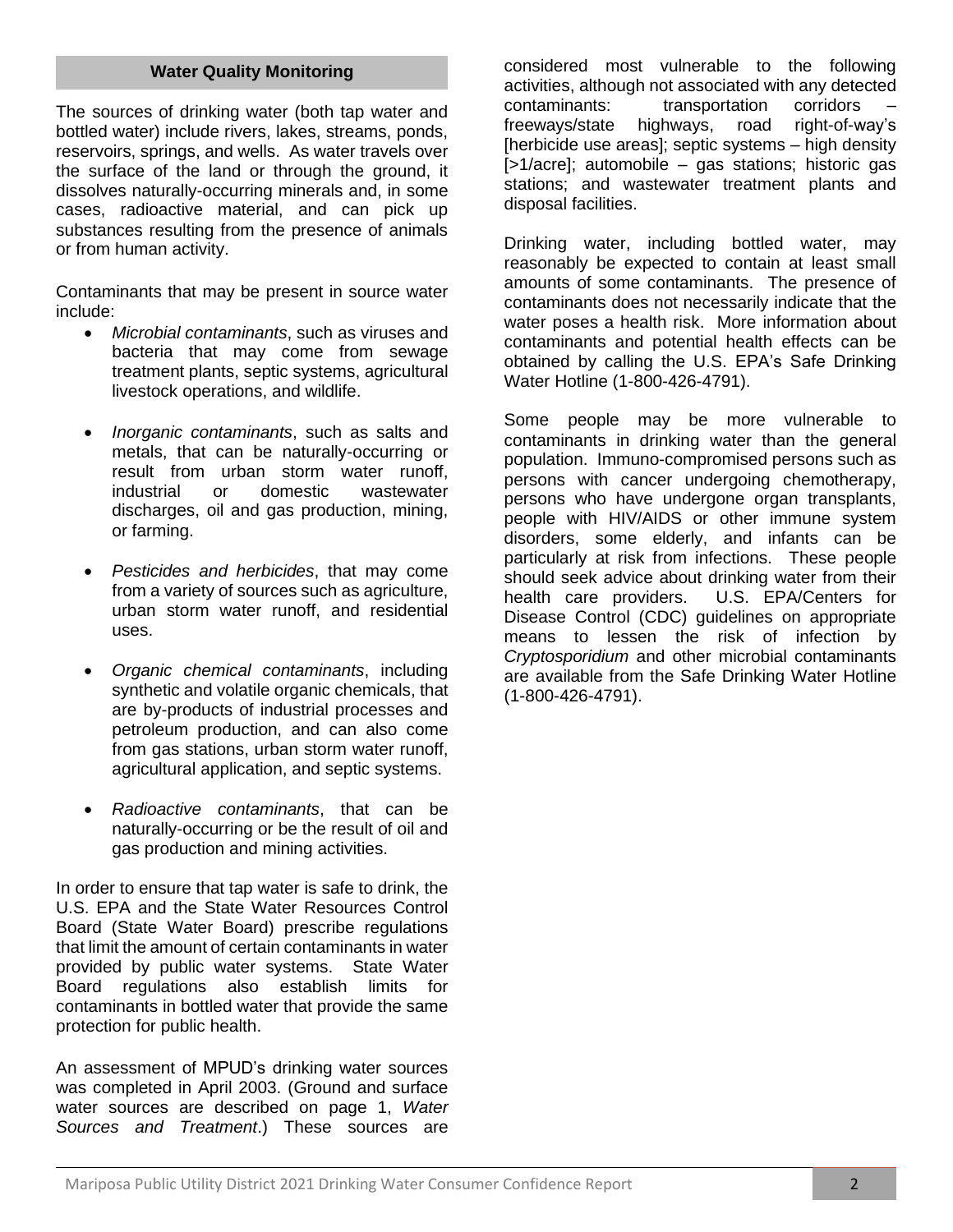## Water Quality Monitoring

The sources of drinking water (both tap water and bottled water) include rivers, lakes, streams, ponds, reservoirs, springs, and wells. As water travels over the surface of the land or through the ground, it dissolves naturally-occurring minerals and, in some cases, radioactive material, and can pick up substances resulting from the presence of animals or from human activity.

Contaminants that may be present in source water include:

- *Microbial contaminants*, such as viruses and bacteria that may come from sewage treatment plants, septic systems, agricultural livestock operations, and wildlife.
- *Inorganic contaminants*, such as salts and metals, that can be naturally-occurring or result from urban storm water runoff, industrial or domestic wastewater discharges, oil and gas production, mining, or farming.
- *Pesticides and herbicides*, that may come from a variety of sources such as agriculture, urban storm water runoff, and residential uses.
- *Organic chemical contaminants*, including synthetic and volatile organic chemicals, that are by-products of industrial processes and petroleum production, and can also come from gas stations, urban storm water runoff, agricultural application, and septic systems.
- *Radioactive contaminants*, that can be naturally-occurring or be the result of oil and gas production and mining activities.

In order to ensure that tap water is safe to drink, the U.S. EPA and the State Water Resources Control Board (State Water Board) prescribe regulations that limit the amount of certain contaminants in water provided by public water systems. State Water Board regulations also establish limits for contaminants in bottled water that provide the same protection for public health.

An assessment of MPUD's drinking water sources was completed in April 2003. (Ground and surface water sources are described on page 1, *Water Sources and Treatment*.) These sources are considered most vulnerable to the following activities, although not associated with any detected contaminants: transportation corridors – freeways/state highways, road right-of-way's [herbicide use areas]; septic systems – high density [>1/acre]; automobile – gas stations; historic gas stations; and wastewater treatment plants and disposal facilities.

Drinking water, including bottled water, may reasonably be expected to contain at least small amounts of some contaminants. The presence of contaminants does not necessarily indicate that the water poses a health risk. More information about contaminants and potential health effects can be obtained by calling the U.S. EPA's Safe Drinking Water Hotline (1-800-426-4791).

Some people may be more vulnerable to contaminants in drinking water than the general population. Immuno-compromised persons such as persons with cancer undergoing chemotherapy, persons who have undergone organ transplants, people with HIV/AIDS or other immune system disorders, some elderly, and infants can be particularly at risk from infections. These people should seek advice about drinking water from their health care providers. U.S. EPA/Centers for Disease Control (CDC) guidelines on appropriate means to lessen the risk of infection by *Cryptosporidium* and other microbial contaminants are available from the Safe Drinking Water Hotline (1-800-426-4791).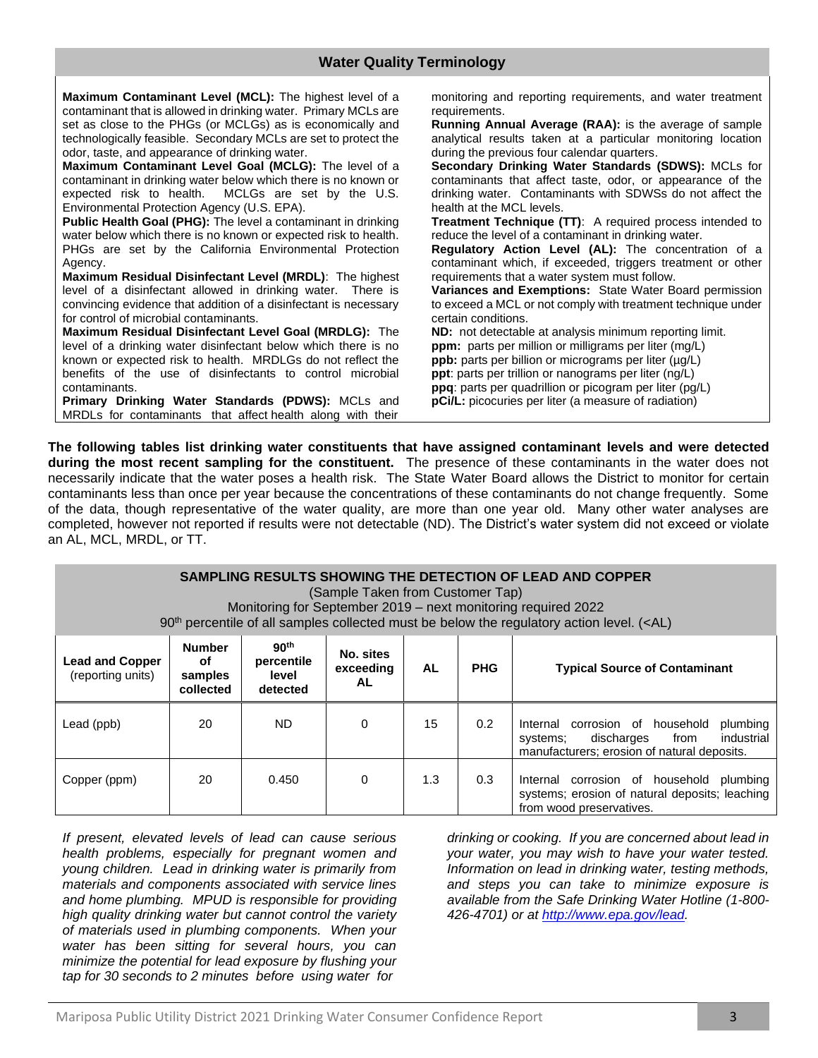## Water Quality Terminology

**Maximum Contaminant Level (MCL):** The highest level of a contaminant that is allowed in drinking water. Primary MCLs are set as close to the PHGs (or MCLGs) as is economically and technologically feasible. Secondary MCLs are set to protect the odor, taste, and appearance of drinking water.

**Maximum Contaminant Level Goal (MCLG):** The level of a contaminant in drinking water below which there is no known or expected risk to health. MCLGs are set by the U.S. Environmental Protection Agency (U.S. EPA).

**Public Health Goal (PHG):** The level of a contaminant in drinking water below which there is no known or expected risk to health. PHGs are set by the California Environmental Protection Agency.

**Maximum Residual Disinfectant Level (MRDL)**: The highest level of a disinfectant allowed in drinking water. There is convincing evidence that addition of a disinfectant is necessary for control of microbial contaminants.

**Maximum Residual Disinfectant Level Goal (MRDLG):** The level of a drinking water disinfectant below which there is no known or expected risk to health. MRDLGs do not reflect the benefits of the use of disinfectants to control microbial contaminants.

**Primary Drinking Water Standards (PDWS):** MCLs and MRDLs for contaminants that affect health along with their monitoring and reporting requirements, and water treatment requirements.

**Running Annual Average (RAA):** is the average of sample analytical results taken at a particular monitoring location during the previous four calendar quarters.

**Secondary Drinking Water Standards (SDWS):** MCLs for contaminants that affect taste, odor, or appearance of the drinking water. Contaminants with SDWSs do not affect the health at the MCL levels.

**Treatment Technique (TT)**: A required process intended to reduce the level of a contaminant in drinking water.

**Regulatory Action Level (AL):** The concentration of a contaminant which, if exceeded, triggers treatment or other requirements that a water system must follow.

**Variances and Exemptions:** State Water Board permission to exceed a MCL or not comply with treatment technique under certain conditions.

**ND:** not detectable at analysis minimum reporting limit.
**ppm:** parts per million or milligrams per liter (mg/L)
**ppb:** parts per billion or micrograms per liter (µg/L)
**ppt**: parts per trillion or nanograms per liter (ng/L)
**ppq**: parts per quadrillion or picogram per liter (pg/L)
**pCi/L:** picocuries per liter (a measure of radiation)

**The following tables list drinking water constituents that have assigned contaminant levels and were detected during the most recent sampling for the constituent.** The presence of these contaminants in the water does not necessarily indicate that the water poses a health risk. The State Water Board allows the District to monitor for certain contaminants less than once per year because the concentrations of these contaminants do not change frequently. Some of the data, though representative of the water quality, are more than one year old. Many other water analyses are completed, however not reported if results were not detectable (ND). The District's water system did not exceed or violate an AL, MCL, MRDL, or TT.

**SAMPLING RESULTS SHOWING THE DETECTION OF LEAD AND COPPER**
(Sample Taken from Customer Tap)
Monitoring for September 2019 – next monitoring required 2022
90th percentile of all samples collected must be below the regulatory action level. (<AL)

| Lead and Copper (reporting units) | Number of samples collected | 90th percentile level detected | No. sites exceeding AL | AL | PHG | Typical Source of Contaminant |
|---|---|---|---|---|---|---|
| Lead (ppb) | 20 | ND | 0 | 15 | 0.2 | Internal corrosion of household plumbing systems; discharges from industrial manufacturers; erosion of natural deposits. |
| Copper (ppm) | 20 | 0.450 | 0 | 1.3 | 0.3 | Internal corrosion of household plumbing systems; erosion of natural deposits; leaching from wood preservatives. |

*If present, elevated levels of lead can cause serious health problems, especially for pregnant women and young children. Lead in drinking water is primarily from materials and components associated with service lines and home plumbing. MPUD is responsible for providing high quality drinking water but cannot control the variety of materials used in plumbing components. When your water has been sitting for several hours, you can minimize the potential for lead exposure by flushing your tap for 30 seconds to 2 minutes before using water for drinking or cooking. If you are concerned about lead in your water, you may wish to have your water tested. Information on lead in drinking water, testing methods, and steps you can take to minimize exposure is available from the Safe Drinking Water Hotline (1-800-426-4701) or at [http://www.epa.gov/lead](http://www.epa.gov/lead).*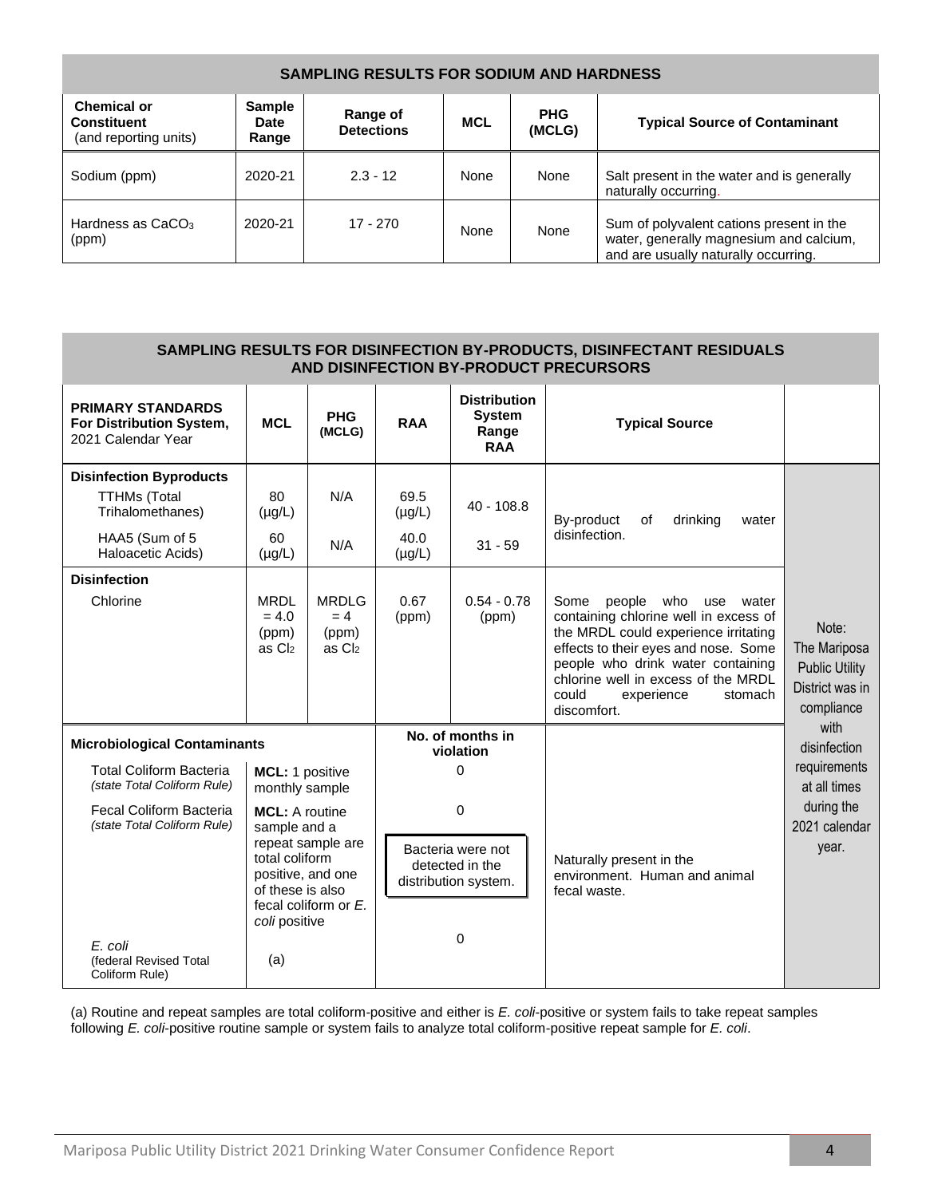| SAMPLING RESULTS FOR SODIUM AND HARDNESS | | | | | |
|---|---|---|---|---|---|
| **Chemical or Constituent** (and reporting units) | **Sample Date Range** | **Range of Detections** | **MCL** | **PHG (MCLG)** | **Typical Source of Contaminant** |
| Sodium (ppm) | 2020-21 | 2.3 - 12 | None | None | Salt present in the water and is generally naturally occurring. |
| Hardness as $CaCO_3$ (ppm) | 2020-21 | 17 - 270 | None | None | Sum of polyvalent cations present in the water, generally magnesium and calcium, and are usually naturally occurring. |

| SAMPLING RESULTS FOR DISINFECTION BY-PRODUCTS, DISINFECTANT RESIDUALS AND DISINFECTION BY-PRODUCT PRECURSORS | | | | | | |
|---|---|---|---|---|---|---|
| **PRIMARY STANDARDS For Distribution System,** 2021 Calendar Year | **MCL** | **PHG (MCLG)** | **RAA** | **Distribution System Range RAA** | **Typical Source** | |
| **Disinfection Byproducts** | | | | | | Note: The Mariposa Public Utility District was in compliance with disinfection requirements at all times during the 2021 calendar year. |
| TTHMs (Total Trihalomethanes) | 80 (µg/L) | N/A | 69.5 (µg/L) | 40 - 108.8 | By-product of drinking water disinfection. | |
| HAA5 (Sum of 5 Haloacetic Acids) | 60 (µg/L) | N/A | 40.0 (µg/L) | 31 - 59 | By-product of drinking water disinfection. | |
| **Disinfection** | | | | | | |
| Chlorine | MRDL = 4.0 (ppm) as $Cl_2$ | MRDLG = 4 (ppm) as $Cl_2$ | 0.67 (ppm) | 0.54 - 0.78 (ppm) | Some people who use water containing chlorine well in excess of the MRDL could experience irritating effects to their eyes and nose. Some people who drink water containing chlorine well in excess of the MRDL could experience stomach discomfort. | |
| **Microbiological Contaminants** | | | **No. of months in violation** | | | |
| Total Coliform Bacteria *(state Total Coliform Rule)* | **MCL:** 1 positive monthly sample | | 0 | | Naturally present in the environment. Human and animal fecal waste. | |
| Fecal Coliform Bacteria *(state Total Coliform Rule)* | **MCL:** A routine sample and a repeat sample are total coliform positive, and one of these is also fecal coliform or *E. coli* positive | | 0 | | Naturally present in the environment. Human and animal fecal waste. | |
| | | | Bacteria were not detected in the distribution system. | | | |
| *E. coli* (federal Revised Total Coliform Rule) | (a) | | 0 | | Naturally present in the environment. Human and animal fecal waste. | |

(a) Routine and repeat samples are total coliform-positive and either is *E. coli*-positive or system fails to take repeat samples following *E. coli*-positive routine sample or system fails to analyze total coliform-positive repeat sample for *E. coli*.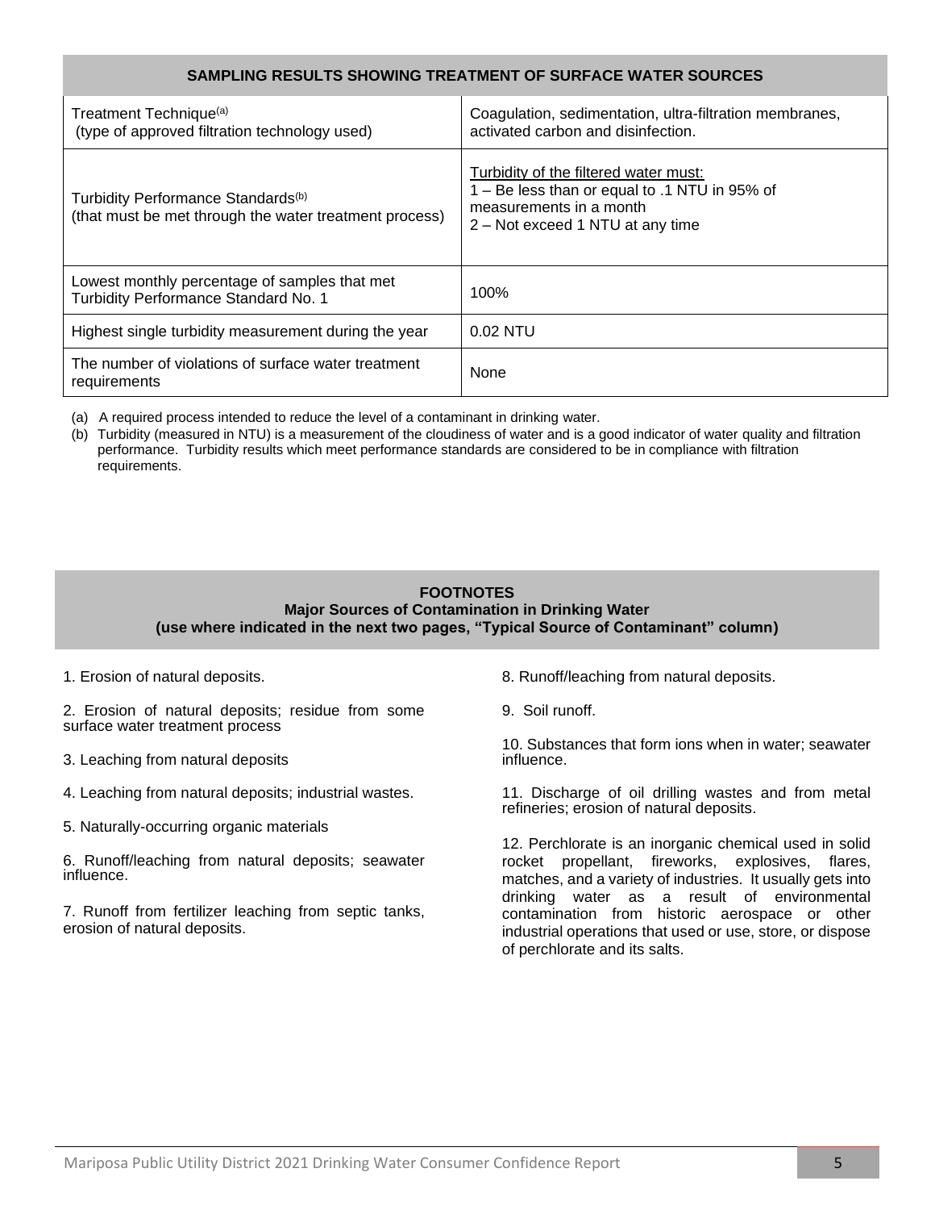| SAMPLING RESULTS SHOWING TREATMENT OF SURFACE WATER SOURCES | |
|---|---|
| Treatment Technique[(a)] (type of approved filtration technology used) | Coagulation, sedimentation, ultra-filtration membranes, activated carbon and disinfection. |
| Turbidity Performance Standards[(b)] (that must be met through the water treatment process) | Turbidity of the filtered water must: 1 – Be less than or equal to .1 NTU in 95% of measurements in a month 2 – Not exceed 1 NTU at any time |
| Lowest monthly percentage of samples that met Turbidity Performance Standard No. 1 | 100% |
| Highest single turbidity measurement during the year | 0.02 NTU |
| The number of violations of surface water treatment requirements | None |

(a) A required process intended to reduce the level of a contaminant in drinking water.

(b) Turbidity (measured in NTU) is a measurement of the cloudiness of water and is a good indicator of water quality and filtration performance. Turbidity results which meet performance standards are considered to be in compliance with filtration requirements.

## FOOTNOTES

### Major Sources of Contamination in Drinking Water

**(use where indicated in the next two pages, "Typical Source of Contaminant" column)**

1. Erosion of natural deposits.
2. Erosion of natural deposits; residue from some surface water treatment process
3. Leaching from natural deposits
4. Leaching from natural deposits; industrial wastes.
5. Naturally-occurring organic materials
6. Runoff/leaching from natural deposits; seawater influence.
7. Runoff from fertilizer leaching from septic tanks, erosion of natural deposits.
8. Runoff/leaching from natural deposits.
9. Soil runoff.
10. Substances that form ions when in water; seawater influence.
11. Discharge of oil drilling wastes and from metal refineries; erosion of natural deposits.
12. Perchlorate is an inorganic chemical used in solid rocket propellant, fireworks, explosives, flares, matches, and a variety of industries. It usually gets into drinking water as a result of environmental contamination from historic aerospace or other industrial operations that used or use, store, or dispose of perchlorate and its salts.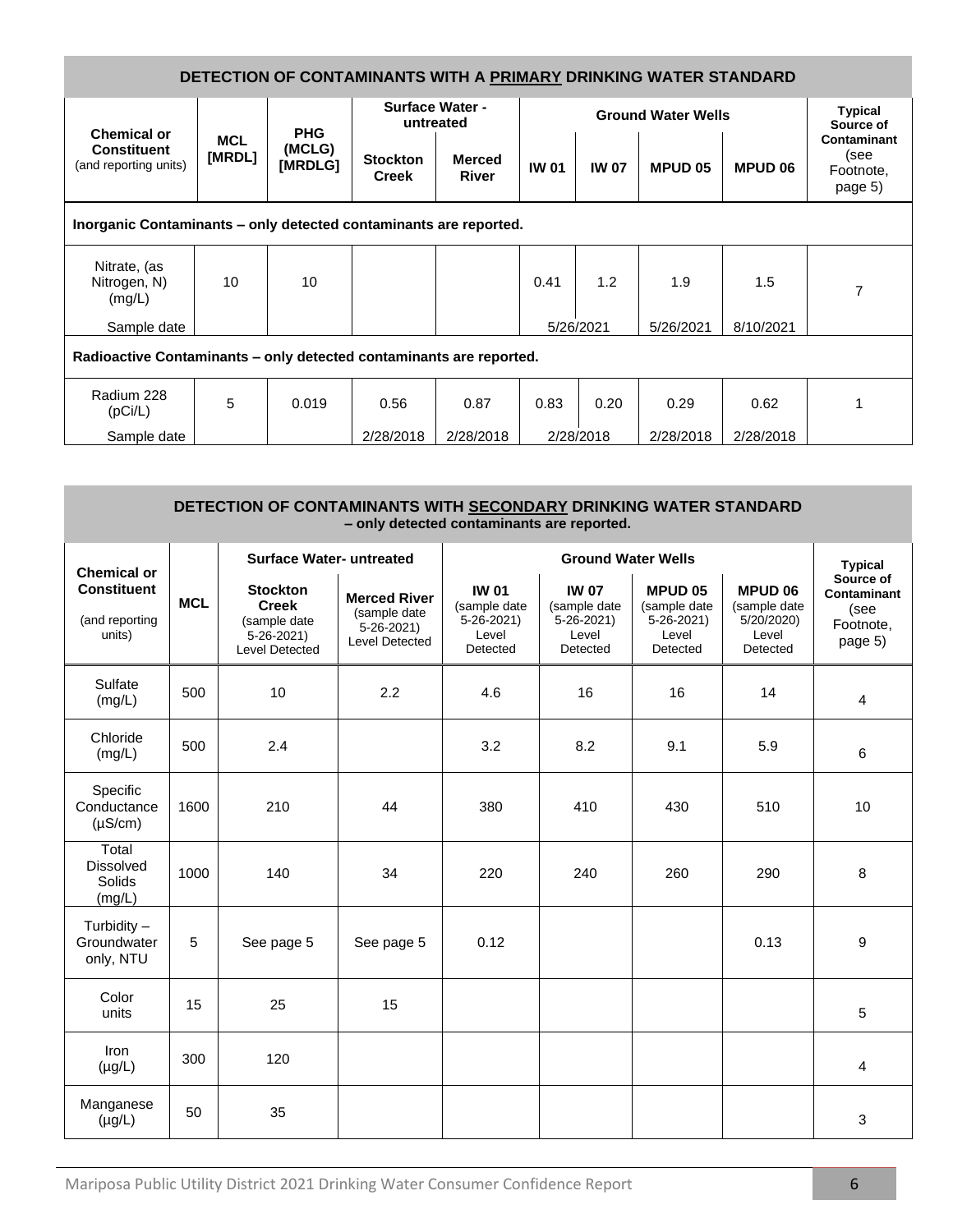## DETECTION OF CONTAMINANTS WITH A PRIMARY DRINKING WATER STANDARD

| Chemical or Constituent (and reporting units) | MCL [MRDL] | PHG (MCLG) [MRDLG] | Surface Water - untreated | | Ground Water Wells | | | | Typical Source of Contaminant (see Footnote, page 5) |
|---|---|---|---|---|---|---|---|---|---|
| | | | Stockton Creek | Merced River | IW 01 | IW 07 | MPUD 05 | MPUD 06 | |
| **Inorganic Contaminants – only detected contaminants are reported.** | | | | | | | | | |
| Nitrate, (as Nitrogen, N) (mg/L) | 10 | 10 | | | 0.41 | 1.2 | 1.9 | 1.5 | 7 |
| Sample date | | | | | 5/26/2021 | | 5/26/2021 | 8/10/2021 | |
| **Radioactive Contaminants – only detected contaminants are reported.** | | | | | | | | | |
| Radium 228 (pCi/L) | 5 | 0.019 | 0.56 | 0.87 | 0.83 | 0.20 | 0.29 | 0.62 | 1 |
| Sample date | | | 2/28/2018 | 2/28/2018 | 2/28/2018 | | 2/28/2018 | 2/28/2018 | |

## DETECTION OF CONTAMINANTS WITH SECONDARY DRINKING WATER STANDARD – only detected contaminants are reported.

| Chemical or Constituent (and reporting units) | MCL | Surface Water- untreated | | Ground Water Wells | | | | Typical Source of Contaminant (see Footnote, page 5) |
|---|---|---|---|---|---|---|---|---|
| | | Stockton Creek (sample date 5-26-2021) Level Detected | Merced River (sample date 5-26-2021) Level Detected | IW 01 (sample date 5-26-2021) Level Detected | IW 07 (sample date 5-26-2021) Level Detected | MPUD 05 (sample date 5-26-2021) Level Detected | MPUD 06 (sample date 5/20/2020) Level Detected | |
| Sulfate (mg/L) | 500 | 10 | 2.2 | 4.6 | 16 | 16 | 14 | 4 |
| Chloride (mg/L) | 500 | 2.4 | | 3.2 | 8.2 | 9.1 | 5.9 | 6 |
| Specific Conductance (µS/cm) | 1600 | 210 | 44 | 380 | 410 | 430 | 510 | 10 |
| Total Dissolved Solids (mg/L) | 1000 | 140 | 34 | 220 | 240 | 260 | 290 | 8 |
| Turbidity – Groundwater only, NTU | 5 | See page 5 | See page 5 | 0.12 | | | 0.13 | 9 |
| Color units | 15 | 25 | 15 | | | | | 5 |
| Iron (µg/L) | 300 | 120 | | | | | | 4 |
| Manganese (µg/L) | 50 | 35 | | | | | | 3 |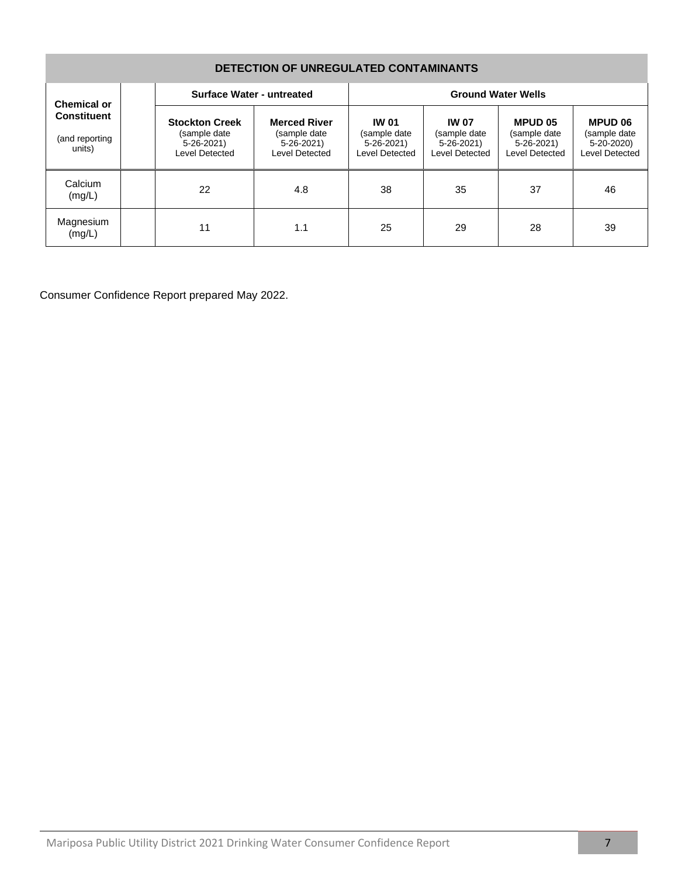| DETECTION OF UNREGULATED CONTAMINANTS | | | | | | | | |
|---|---|---|---|---|---|---|---|---|
| **Chemical or Constituent** (and reporting units) | | **Surface Water - untreated** | | **Ground Water Wells** | | | |
| | | **Stockton Creek** (sample date 5-26-2021) Level Detected | **Merced River** (sample date 5-26-2021) Level Detected | **IW 01** (sample date 5-26-2021) Level Detected | **IW 07** (sample date 5-26-2021) Level Detected | **MPUD 05** (sample date 5-26-2021) Level Detected | **MPUD 06** (sample date 5-20-2020) Level Detected |
| Calcium (mg/L) | | 22 | 4.8 | 38 | 35 | 37 | 46 |
| Magnesium (mg/L) | | 11 | 1.1 | 25 | 29 | 28 | 39 |

Consumer Confidence Report prepared May 2022.